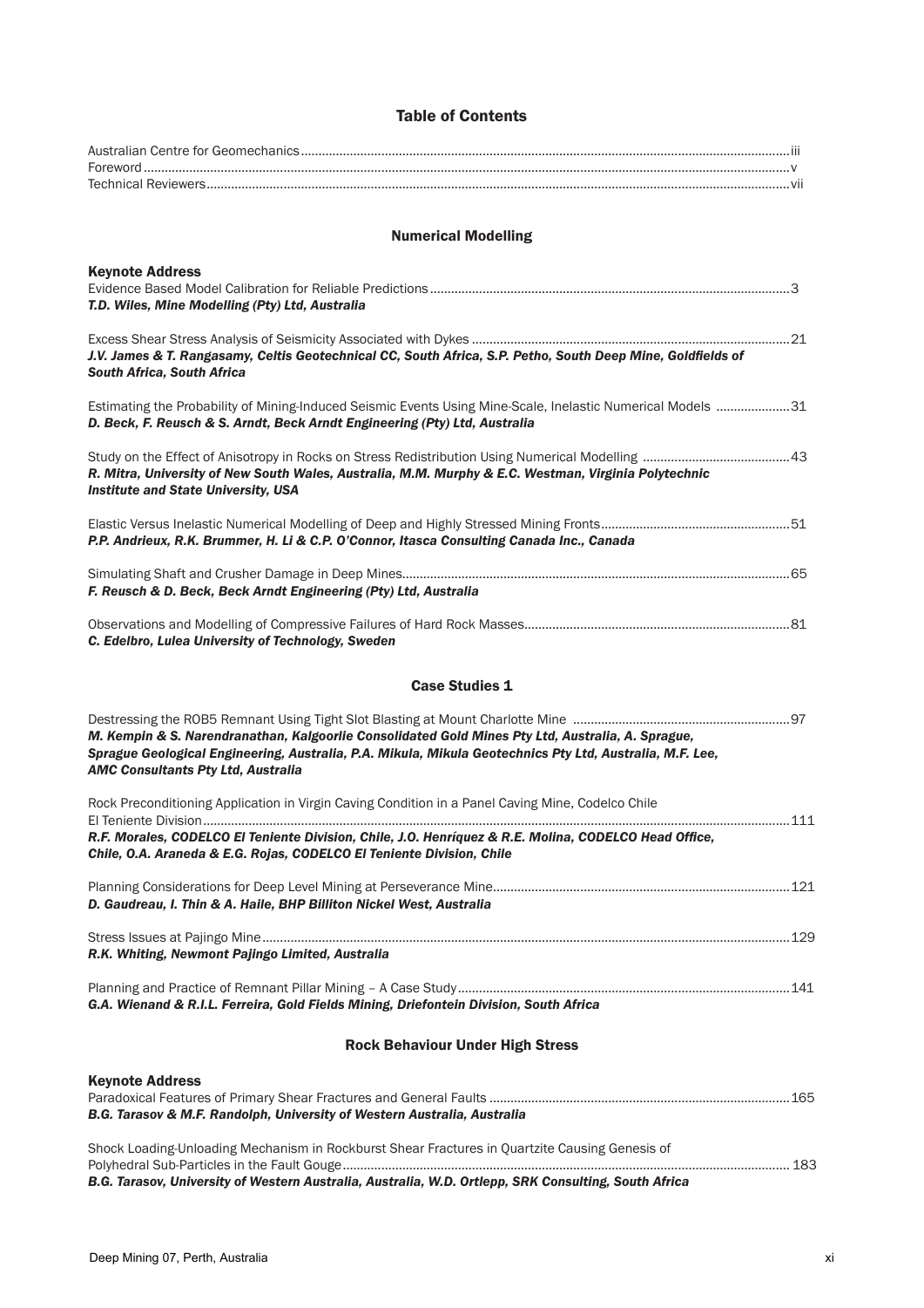# Table of Contents

Australian Centre for Geomechanics ... iii
Foreword ... v
Technical Reviewers ... vii

## Numerical Modelling

### Keynote Address

Evidence Based Model Calibration for Reliable Predictions ... 3
***T.D. Wiles, Mine Modelling (Pty) Ltd, Australia***

Excess Shear Stress Analysis of Seismicity Associated with Dykes ... 21
***J.V. James & T. Rangasamy, Celtis Geotechnical CC, South Africa, S.P. Petho, South Deep Mine, Goldfields of South Africa, South Africa***

Estimating the Probability of Mining-Induced Seismic Events Using Mine-Scale, Inelastic Numerical Models ... 31
***D. Beck, F. Reusch & S. Arndt, Beck Arndt Engineering (Pty) Ltd, Australia***

Study on the Effect of Anisotropy in Rocks on Stress Redistribution Using Numerical Modelling ... 43
***R. Mitra, University of New South Wales, Australia, M.M. Murphy & E.C. Westman, Virginia Polytechnic Institute and State University, USA***

Elastic Versus Inelastic Numerical Modelling of Deep and Highly Stressed Mining Fronts ... 51
***P.P. Andrieux, R.K. Brummer, H. Li & C.P. O'Connor, Itasca Consulting Canada Inc., Canada***

Simulating Shaft and Crusher Damage in Deep Mines ... 65
***F. Reusch & D. Beck, Beck Arndt Engineering (Pty) Ltd, Australia***

Observations and Modelling of Compressive Failures of Hard Rock Masses ... 81
***C. Edelbro, Lulea University of Technology, Sweden***

## Case Studies 1

Destressing the ROB5 Remnant Using Tight Slot Blasting at Mount Charlotte Mine ... 97
***M. Kempin & S. Narendranathan, Kalgoorlie Consolidated Gold Mines Pty Ltd, Australia, A. Sprague, Sprague Geological Engineering, Australia, P.A. Mikula, Mikula Geotechnics Pty Ltd, Australia, M.F. Lee, AMC Consultants Pty Ltd, Australia***

Rock Preconditioning Application in Virgin Caving Condition in a Panel Caving Mine, Codelco Chile El Teniente Division ... 111
***R.F. Morales, CODELCO El Teniente Division, Chile, J.O. Henríquez & R.E. Molina, CODELCO Head Office, Chile, O.A. Araneda & E.G. Rojas, CODELCO El Teniente Division, Chile***

Planning Considerations for Deep Level Mining at Perseverance Mine ... 121
***D. Gaudreau, I. Thin & A. Haile, BHP Billiton Nickel West, Australia***

Stress Issues at Pajingo Mine ... 129
***R.K. Whiting, Newmont Pajingo Limited, Australia***

Planning and Practice of Remnant Pillar Mining – A Case Study ... 141
***G.A. Wienand & R.I.L. Ferreira, Gold Fields Mining, Driefontein Division, South Africa***

## Rock Behaviour Under High Stress

### Keynote Address

Paradoxical Features of Primary Shear Fractures and General Faults ... 165
***B.G. Tarasov & M.F. Randolph, University of Western Australia, Australia***

Shock Loading-Unloading Mechanism in Rockburst Shear Fractures in Quartzite Causing Genesis of Polyhedral Sub-Particles in the Fault Gouge ... 183
***B.G. Tarasov, University of Western Australia, Australia, W.D. Ortlepp, SRK Consulting, South Africa***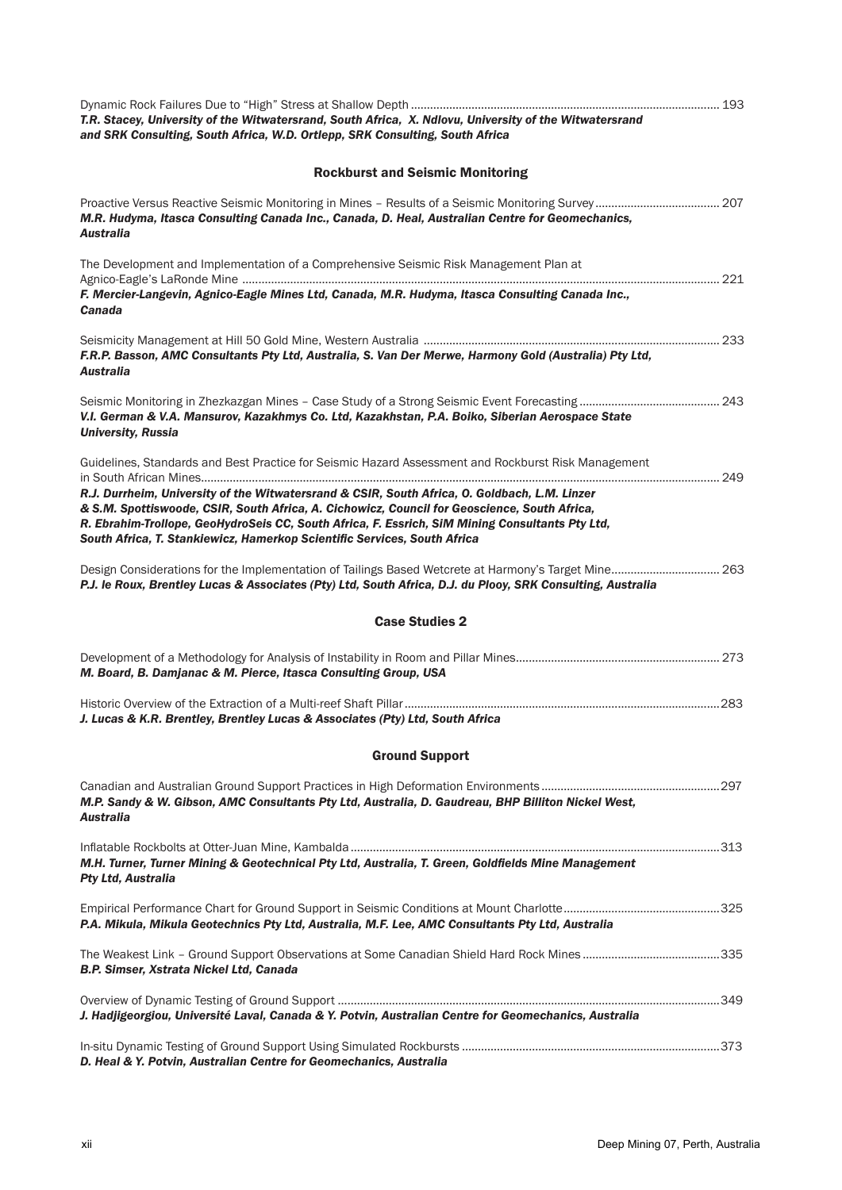Dynamic Rock Failures Due to "High" Stress at Shallow Depth ........................................................................................... 193
***T.R. Stacey, University of the Witwatersrand, South Africa, X. Ndlovu, University of the Witwatersrand and SRK Consulting, South Africa, W.D. Ortlepp, SRK Consulting, South Africa***

## Rockburst and Seismic Monitoring

Proactive Versus Reactive Seismic Monitoring in Mines – Results of a Seismic Monitoring Survey ...................................... 207
***M.R. Hudyma, Itasca Consulting Canada Inc., Canada, D. Heal, Australian Centre for Geomechanics, Australia***

The Development and Implementation of a Comprehensive Seismic Risk Management Plan at Agnico-Eagle's LaRonde Mine ............................................................................................................................................. 221
***F. Mercier-Langevin, Agnico-Eagle Mines Ltd, Canada, M.R. Hudyma, Itasca Consulting Canada Inc., Canada***

Seismicity Management at Hill 50 Gold Mine, Western Australia ............................................................................................ 233
***F.R.P. Basson, AMC Consultants Pty Ltd, Australia, S. Van Der Merwe, Harmony Gold (Australia) Pty Ltd, Australia***

Seismic Monitoring in Zhezkazgan Mines – Case Study of a Strong Seismic Event Forecasting ........................................... 243
***V.I. German & V.A. Mansurov, Kazakhmys Co. Ltd, Kazakhstan, P.A. Boiko, Siberian Aerospace State University, Russia***

Guidelines, Standards and Best Practice for Seismic Hazard Assessment and Rockburst Risk Management in South African Mines................................................................................................................................................. 249
***R.J. Durrheim, University of the Witwatersrand & CSIR, South Africa, O. Goldbach, L.M. Linzer & S.M. Spottiswoode, CSIR, South Africa, A. Cichowicz, Council for Geoscience, South Africa, R. Ebrahim-Trollope, GeoHydroSeis CC, South Africa, F. Essrich, SiM Mining Consultants Pty Ltd, South Africa, T. Stankiewicz, Hamerkop Scientific Services, South Africa***

Design Considerations for the Implementation of Tailings Based Wetcrete at Harmony's Target Mine................................. 263
***P.J. le Roux, Brentley Lucas & Associates (Pty) Ltd, South Africa, D.J. du Plooy, SRK Consulting, Australia***

## Case Studies 2

Development of a Methodology for Analysis of Instability in Room and Pillar Mines............................................................... 273
***M. Board, B. Damjanac & M. Pierce, Itasca Consulting Group, USA***

Historic Overview of the Extraction of a Multi-reef Shaft Pillar ..................................................................................................283
***J. Lucas & K.R. Brentley, Brentley Lucas & Associates (Pty) Ltd, South Africa***

## Ground Support

Canadian and Australian Ground Support Practices in High Deformation Environments .......................................................297
***M.P. Sandy & W. Gibson, AMC Consultants Pty Ltd, Australia, D. Gaudreau, BHP Billiton Nickel West, Australia***

Inflatable Rockbolts at Otter-Juan Mine, Kambalda ...................................................................................................................313
***M.H. Turner, Turner Mining & Geotechnical Pty Ltd, Australia, T. Green, Goldfields Mine Management Pty Ltd, Australia***

Empirical Performance Chart for Ground Support in Seismic Conditions at Mount Charlotte ................................................325
***P.A. Mikula, Mikula Geotechnics Pty Ltd, Australia, M.F. Lee, AMC Consultants Pty Ltd, Australia***

The Weakest Link – Ground Support Observations at Some Canadian Shield Hard Rock Mines ..........................................335
***B.P. Simser, Xstrata Nickel Ltd, Canada***

Overview of Dynamic Testing of Ground Support .......................................................................................................................349
***J. Hadjigeorgiou, Université Laval, Canada & Y. Potvin, Australian Centre for Geomechanics, Australia***

In-situ Dynamic Testing of Ground Support Using Simulated Rockbursts ................................................................................373
***D. Heal & Y. Potvin, Australian Centre for Geomechanics, Australia***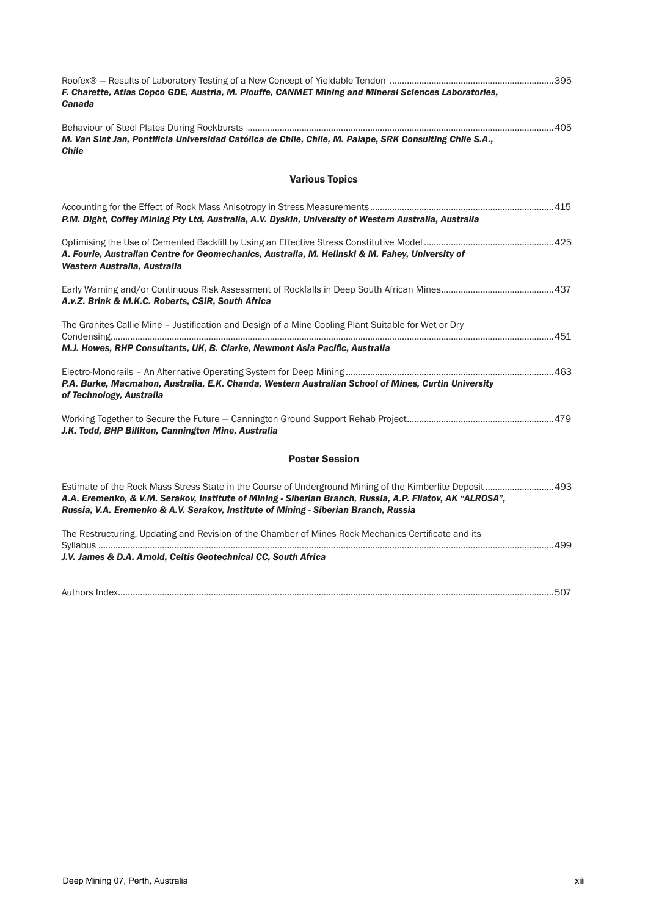Roofex® — Results of Laboratory Testing of a New Concept of Yieldable Tendon ..................................................................395
***F. Charette, Atlas Copco GDE, Austria, M. Plouffe, CANMET Mining and Mineral Sciences Laboratories, Canada***

Behaviour of Steel Plates During Rockbursts ..........................................................................................................................405
***M. Van Sint Jan, Pontificia Universidad Católica de Chile, Chile, M. Palape, SRK Consulting Chile S.A., Chile***

## Various Topics

Accounting for the Effect of Rock Mass Anisotropy in Stress Measurements..........................................................................415
***P.M. Dight, Coffey Mining Pty Ltd, Australia, A.V. Dyskin, University of Western Australia, Australia***

Optimising the Use of Cemented Backfill by Using an Effective Stress Constitutive Model ....................................................425
***A. Fourie, Australian Centre for Geomechanics, Australia, M. Helinski & M. Fahey, University of Western Australia, Australia***

Early Warning and/or Continuous Risk Assessment of Rockfalls in Deep South African Mines.............................................437
***A.v.Z. Brink & M.K.C. Roberts, CSIR, South Africa***

The Granites Callie Mine – Justification and Design of a Mine Cooling Plant Suitable for Wet or Dry Condensing....................................................................................................................................................................451
***M.J. Howes, RHP Consultants, UK, B. Clarke, Newmont Asia Pacific, Australia***

Electro-Monorails – An Alternative Operating System for Deep Mining ....................................................................................463
***P.A. Burke, Macmahon, Australia, E.K. Chanda, Western Australian School of Mines, Curtin University of Technology, Australia***

Working Together to Secure the Future — Cannington Ground Support Rehab Project...........................................................479
***J.K. Todd, BHP Billiton, Cannington Mine, Australia***

## Poster Session

Estimate of the Rock Mass Stress State in the Course of Underground Mining of the Kimberlite Deposit ...........................493
***A.A. Eremenko, & V.M. Serakov, Institute of Mining - Siberian Branch, Russia, A.P. Filatov, AK "ALROSA", Russia, V.A. Eremenko & A.V. Serakov, Institute of Mining - Siberian Branch, Russia***

The Restructuring, Updating and Revision of the Chamber of Mines Rock Mechanics Certificate and its Syllabus ...........................................................................................................................................................................499
***J.V. James & D.A. Arnold, Celtis Geotechnical CC, South Africa***

Authors Index...................................................................................................................................................................507